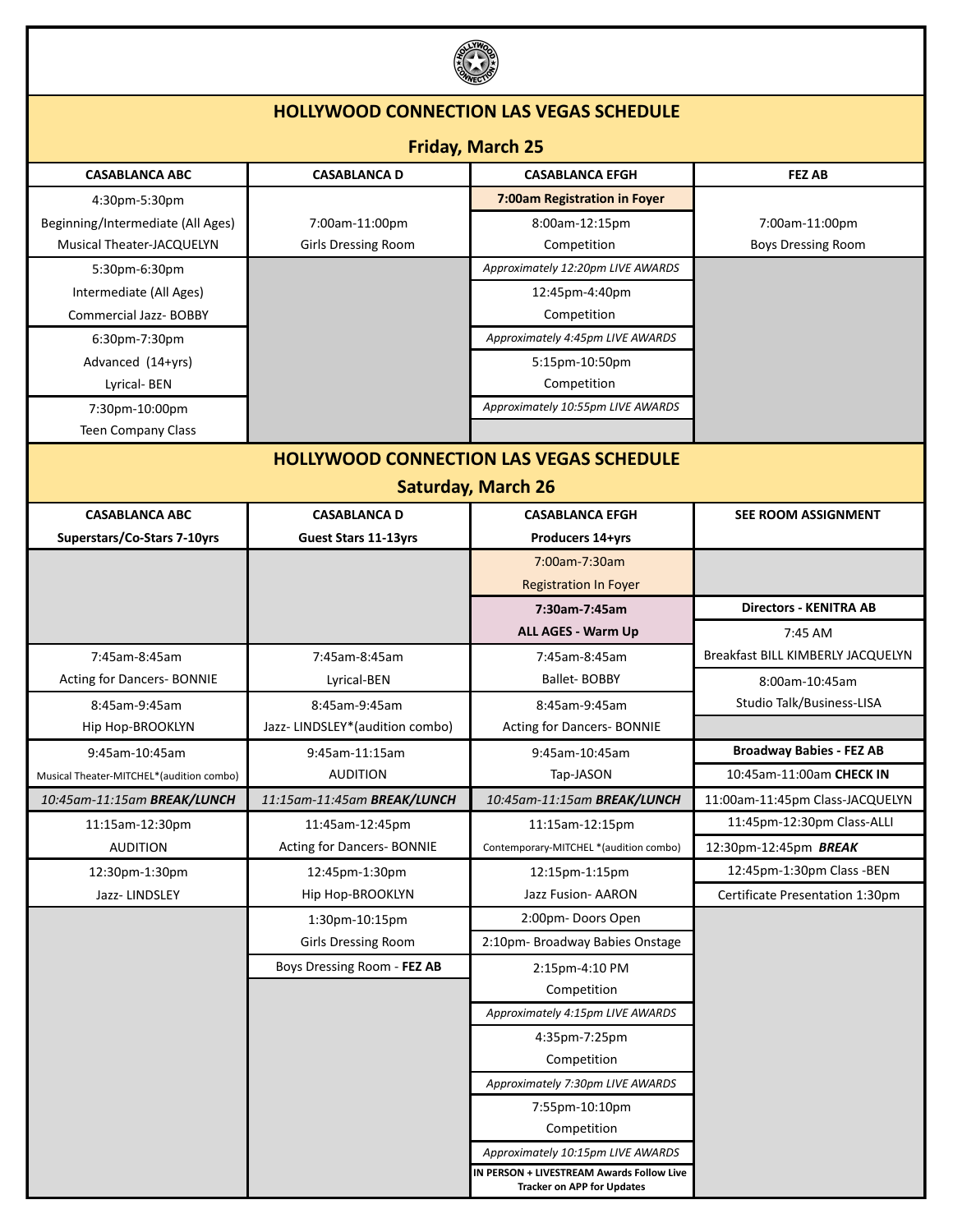## HOLLYWOOD CONNECTION LAS VEGAS SCHEDULE

### Friday, March 25

| CASABLANCA ABC | CASABLANCA D | CASABLANCA EFGH | FEZ AB |
|---|---|---|---|
| 4:30pm-5:30pm Beginning/Intermediate (All Ages) Musical Theater-JACQUELYN | 7:00am-11:00pm Girls Dressing Room | **7:00am Registration in Foyer** | 7:00am-11:00pm Boys Dressing Room |
| | | 8:00am-12:15pm Competition | |
| 5:30pm-6:30pm Intermediate (All Ages) Commercial Jazz- BOBBY | | *Approximately 12:20pm LIVE AWARDS* | |
| | | 12:45pm-4:40pm Competition | |
| 6:30pm-7:30pm Advanced (14+yrs) Lyrical- BEN | | *Approximately 4:45pm LIVE AWARDS* | |
| | | 5:15pm-10:50pm Competition | |
| 7:30pm-10:00pm Teen Company Class | | *Approximately 10:55pm LIVE AWARDS* | |

## HOLLYWOOD CONNECTION LAS VEGAS SCHEDULE

### Saturday, March 26

| CASABLANCA ABC Superstars/Co-Stars 7-10yrs | CASABLANCA D Guest Stars 11-13yrs | CASABLANCA EFGH Producers 14+yrs | SEE ROOM ASSIGNMENT |
|---|---|---|---|
| | | 7:00am-7:30am Registration In Foyer | |
| | | **7:30am-7:45am ALL AGES - Warm Up** | **Directors - KENITRA AB** |
| | | | 7:45 AM Breakfast BILL KIMBERLY JACQUELYN |
| 7:45am-8:45am Acting for Dancers- BONNIE | 7:45am-8:45am Lyrical-BEN | 7:45am-8:45am Ballet- BOBBY | 8:00am-10:45am Studio Talk/Business-LISA |
| 8:45am-9:45am Hip Hop-BROOKLYN | 8:45am-9:45am Jazz- LINDSLEY*(audition combo) | 8:45am-9:45am Acting for Dancers- BONNIE | |
| 9:45am-10:45am Musical Theater-MITCHEL*(audition combo) | 9:45am-11:15am AUDITION | 9:45am-10:45am Tap-JASON | **Broadway Babies - FEZ AB** |
| | | | 10:45am-11:00am **CHECK IN** |
| *10:45am-11:15am **BREAK/LUNCH*** | *11:15am-11:45am **BREAK/LUNCH*** | *10:45am-11:15am **BREAK/LUNCH*** | 11:00am-11:45pm Class-JACQUELYN |
| 11:15am-12:30pm AUDITION | 11:45am-12:45pm Acting for Dancers- BONNIE | 11:15am-12:15pm Contemporary-MITCHEL *(audition combo) | 11:45pm-12:30pm Class-ALLI |
| | | | 12:30pm-12:45pm ***BREAK*** |
| 12:30pm-1:30pm Jazz- LINDSLEY | 12:45pm-1:30pm Hip Hop-BROOKLYN | 12:15pm-1:15pm Jazz Fusion- AARON | 12:45pm-1:30pm Class -BEN |
| | | | Certificate Presentation 1:30pm |
| | 1:30pm-10:15pm Girls Dressing Room | 2:00pm- Doors Open | |
| | | 2:10pm- Broadway Babies Onstage | |
| | Boys Dressing Room - **FEZ AB** | 2:15pm-4:10 PM Competition | |
| | | *Approximately 4:15pm LIVE AWARDS* | |
| | | 4:35pm-7:25pm Competition | |
| | | *Approximately 7:30pm LIVE AWARDS* | |
| | | 7:55pm-10:10pm Competition | |
| | | *Approximately 10:15pm LIVE AWARDS* | |
| | | **IN PERSON + LIVESTREAM Awards Follow Live Tracker on APP for Updates** | |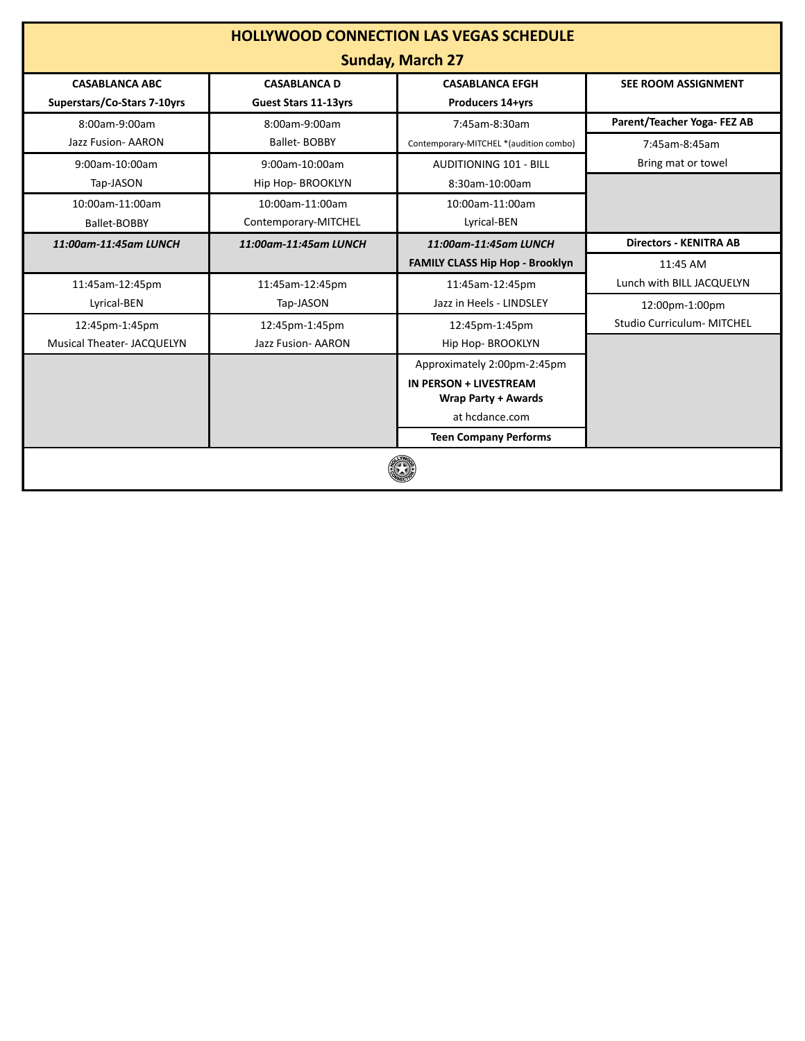# HOLLYWOOD CONNECTION LAS VEGAS SCHEDULE

## Sunday, March 27

| **CASABLANCA ABC**<br>**Superstars/Co-Stars 7-10yrs** | **CASABLANCA D**<br>**Guest Stars 11-13yrs** | **CASABLANCA EFGH**<br>**Producers 14+yrs** | **SEE ROOM ASSIGNMENT** |
|---|---|---|---|
| 8:00am-9:00am<br>Jazz Fusion- AARON | 8:00am-9:00am<br>Ballet- BOBBY | 7:45am-8:30am<br>Contemporary-MITCHEL *(audition combo) | **Parent/Teacher Yoga- FEZ AB**<br>7:45am-8:45am<br>Bring mat or towel |
| 9:00am-10:00am<br>Tap-JASON | 9:00am-10:00am<br>Hip Hop- BROOKLYN | AUDITIONING 101 - BILL<br>8:30am-10:00am | |
| 10:00am-11:00am<br>Ballet-BOBBY | 10:00am-11:00am<br>Contemporary-MITCHEL | 10:00am-11:00am<br>Lyrical-BEN | |
| ***11:00am-11:45am LUNCH*** | ***11:00am-11:45am LUNCH*** | ***11:00am-11:45am LUNCH***<br>**FAMILY CLASS Hip Hop - Brooklyn** | **Directors - KENITRA AB**<br>11:45 AM<br>Lunch with BILL JACQUELYN |
| 11:45am-12:45pm<br>Lyrical-BEN | 11:45am-12:45pm<br>Tap-JASON | 11:45am-12:45pm<br>Jazz in Heels - LINDSLEY | 12:00pm-1:00pm<br>Studio Curriculum- MITCHEL |
| 12:45pm-1:45pm<br>Musical Theater- JACQUELYN | 12:45pm-1:45pm<br>Jazz Fusion- AARON | 12:45pm-1:45pm<br>Hip Hop- BROOKLYN | |
| | | Approximately 2:00pm-2:45pm<br>**IN PERSON + LIVESTREAM**<br>**Wrap Party + Awards**<br>at hcdance.com<br>**Teen Company Performs** | |